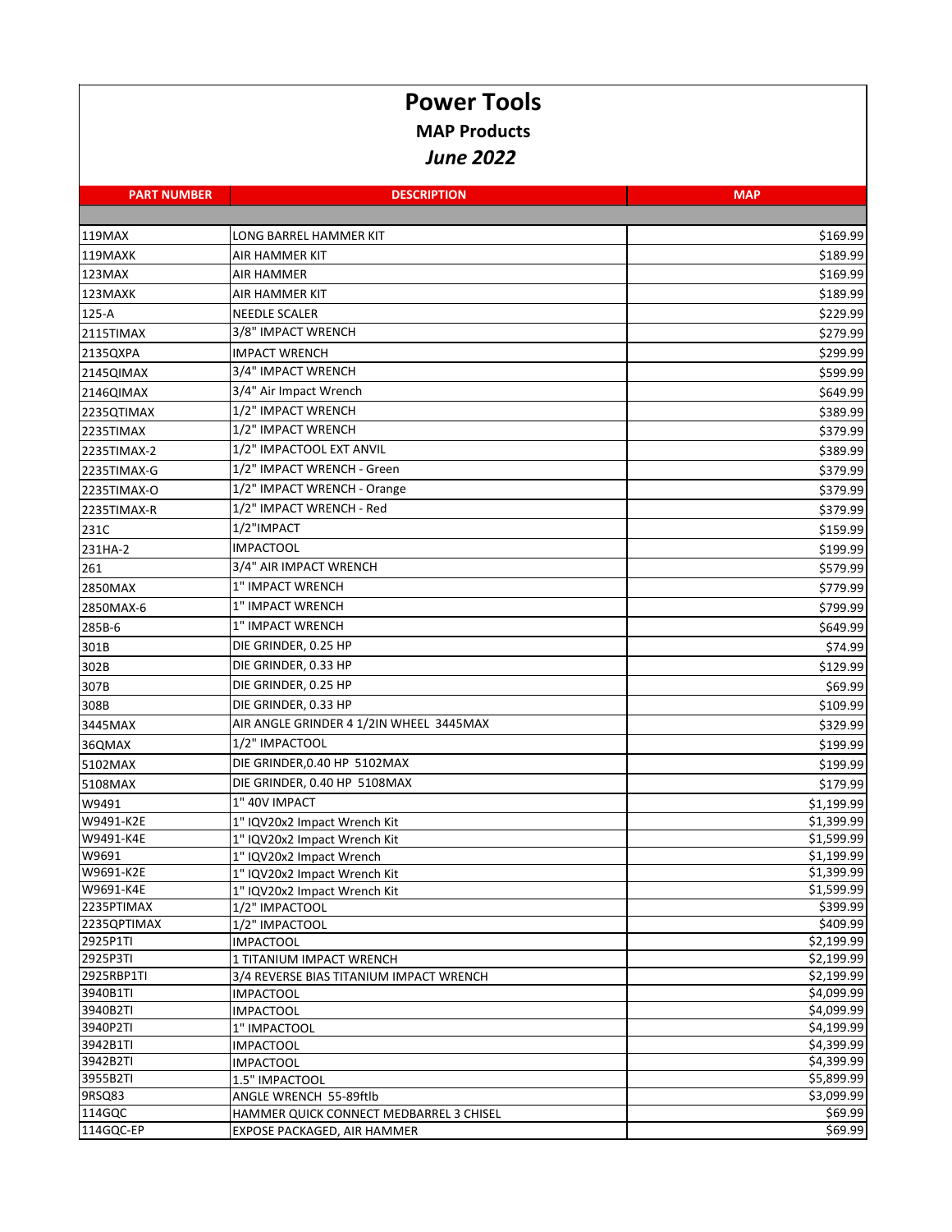# Power Tools

## MAP Products

### *June 2022*

| PART NUMBER | DESCRIPTION | MAP |
|---|---|---|
| | | |
| 119MAX | LONG BARREL HAMMER KIT | $169.99 |
| 119MAXK | AIR HAMMER KIT | $189.99 |
| 123MAX | AIR HAMMER | $169.99 |
| 123MAXK | AIR HAMMER KIT | $189.99 |
| 125-A | NEEDLE SCALER | $229.99 |
| 2115TIMAX | 3/8" IMPACT WRENCH | $279.99 |
| 2135QXPA | IMPACT WRENCH | $299.99 |
| 2145QIMAX | 3/4" IMPACT WRENCH | $599.99 |
| 2146QIMAX | 3/4" Air Impact Wrench | $649.99 |
| 2235QTIMAX | 1/2" IMPACT WRENCH | $389.99 |
| 2235TIMAX | 1/2" IMPACT WRENCH | $379.99 |
| 2235TIMAX-2 | 1/2" IMPACTOOL EXT ANVIL | $389.99 |
| 2235TIMAX-G | 1/2" IMPACT WRENCH - Green | $379.99 |
| 2235TIMAX-O | 1/2" IMPACT WRENCH - Orange | $379.99 |
| 2235TIMAX-R | 1/2" IMPACT WRENCH - Red | $379.99 |
| 231C | 1/2"IMPACT | $159.99 |
| 231HA-2 | IMPACTOOL | $199.99 |
| 261 | 3/4" AIR IMPACT WRENCH | $579.99 |
| 2850MAX | 1" IMPACT WRENCH | $779.99 |
| 2850MAX-6 | 1" IMPACT WRENCH | $799.99 |
| 285B-6 | 1" IMPACT WRENCH | $649.99 |
| 301B | DIE GRINDER, 0.25 HP | $74.99 |
| 302B | DIE GRINDER, 0.33 HP | $129.99 |
| 307B | DIE GRINDER, 0.25 HP | $69.99 |
| 308B | DIE GRINDER, 0.33 HP | $109.99 |
| 3445MAX | AIR ANGLE GRINDER 4 1/2IN WHEEL 3445MAX | $329.99 |
| 36QMAX | 1/2" IMPACTOOL | $199.99 |
| 5102MAX | DIE GRINDER,0.40 HP 5102MAX | $199.99 |
| 5108MAX | DIE GRINDER, 0.40 HP 5108MAX | $179.99 |
| W9491 | 1" 40V IMPACT | $1,199.99 |
| W9491-K2E | 1" IQV20x2 Impact Wrench Kit | $1,399.99 |
| W9491-K4E | 1" IQV20x2 Impact Wrench Kit | $1,599.99 |
| W9691 | 1" IQV20x2 Impact Wrench | $1,199.99 |
| W9691-K2E | 1" IQV20x2 Impact Wrench Kit | $1,399.99 |
| W9691-K4E | 1" IQV20x2 Impact Wrench Kit | $1,599.99 |
| 2235PTIMAX | 1/2" IMPACTOOL | $399.99 |
| 2235QPTIMAX | 1/2" IMPACTOOL | $409.99 |
| 2925P1TI | IMPACTOOL | $2,199.99 |
| 2925P3TI | 1 TITANIUM IMPACT WRENCH | $2,199.99 |
| 2925RBP1TI | 3/4 REVERSE BIAS TITANIUM IMPACT WRENCH | $2,199.99 |
| 3940B1TI | IMPACTOOL | $4,099.99 |
| 3940B2TI | IMPACTOOL | $4,099.99 |
| 3940P2TI | 1" IMPACTOOL | $4,199.99 |
| 3942B1TI | IMPACTOOL | $4,399.99 |
| 3942B2TI | IMPACTOOL | $4,399.99 |
| 3955B2TI | 1.5" IMPACTOOL | $5,899.99 |
| 9RSQ83 | ANGLE WRENCH 55-89ftlb | $3,099.99 |
| 114GQC | HAMMER QUICK CONNECT MEDBARREL 3 CHISEL | $69.99 |
| 114GQC-EP | EXPOSE PACKAGED, AIR HAMMER | $69.99 |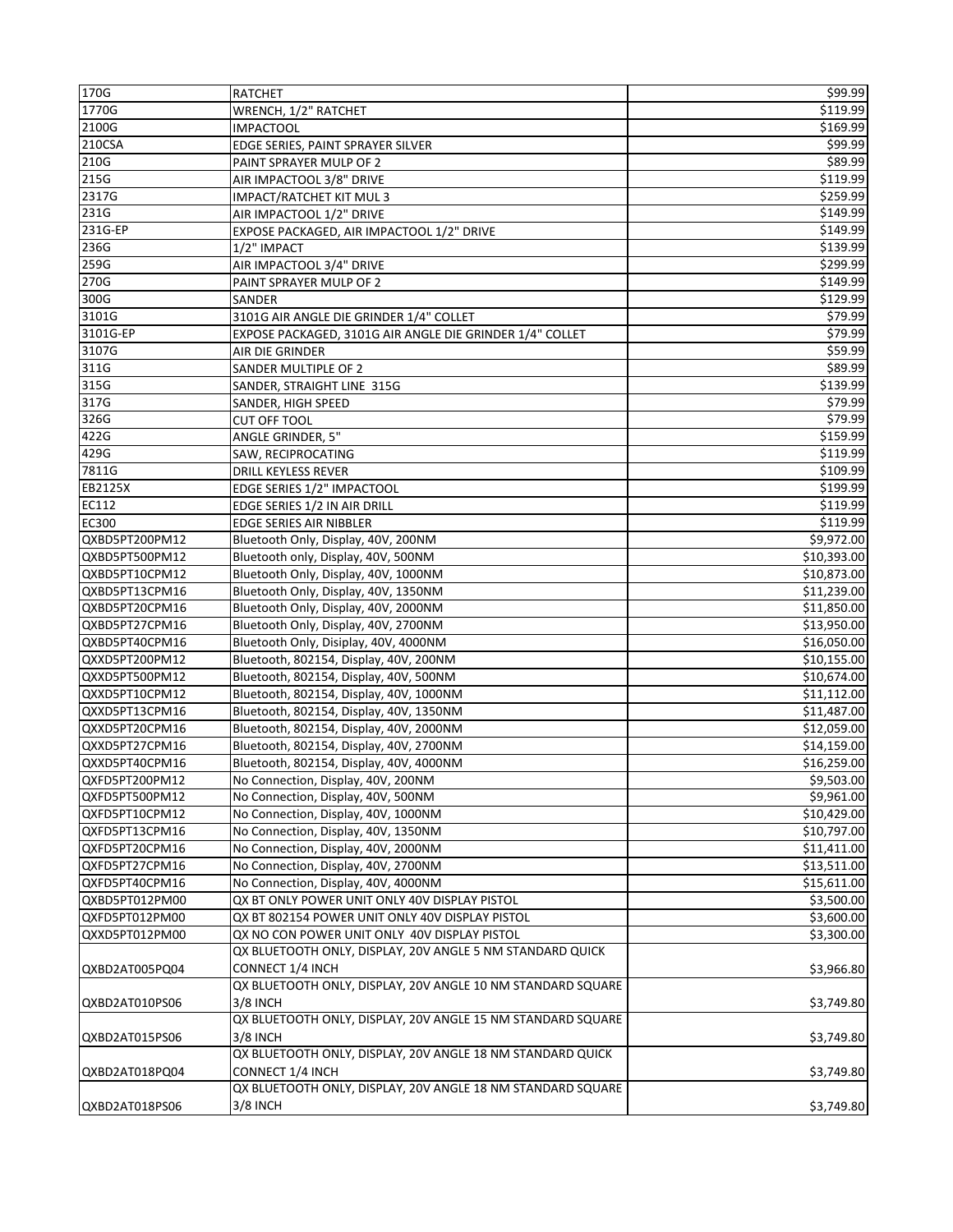| 170G | RATCHET | $99.99 |
|---|---|---|
| 1770G | WRENCH, 1/2" RATCHET | $119.99 |
| 2100G | IMPACTOOL | $169.99 |
| 210CSA | EDGE SERIES, PAINT SPRAYER SILVER | $99.99 |
| 210G | PAINT SPRAYER MULP OF 2 | $89.99 |
| 215G | AIR IMPACTOOL 3/8" DRIVE | $119.99 |
| 2317G | IMPACT/RATCHET KIT MUL 3 | $259.99 |
| 231G | AIR IMPACTOOL 1/2" DRIVE | $149.99 |
| 231G-EP | EXPOSE PACKAGED, AIR IMPACTOOL 1/2" DRIVE | $149.99 |
| 236G | 1/2" IMPACT | $139.99 |
| 259G | AIR IMPACTOOL 3/4" DRIVE | $299.99 |
| 270G | PAINT SPRAYER MULP OF 2 | $149.99 |
| 300G | SANDER | $129.99 |
| 3101G | 3101G AIR ANGLE DIE GRINDER 1/4" COLLET | $79.99 |
| 3101G-EP | EXPOSE PACKAGED, 3101G AIR ANGLE DIE GRINDER 1/4" COLLET | $79.99 |
| 3107G | AIR DIE GRINDER | $59.99 |
| 311G | SANDER MULTIPLE OF 2 | $89.99 |
| 315G | SANDER, STRAIGHT LINE 315G | $139.99 |
| 317G | SANDER, HIGH SPEED | $79.99 |
| 326G | CUT OFF TOOL | $79.99 |
| 422G | ANGLE GRINDER, 5" | $159.99 |
| 429G | SAW, RECIPROCATING | $119.99 |
| 7811G | DRILL KEYLESS REVER | $109.99 |
| EB2125X | EDGE SERIES 1/2" IMPACTOOL | $199.99 |
| EC112 | EDGE SERIES 1/2 IN AIR DRILL | $119.99 |
| EC300 | EDGE SERIES AIR NIBBLER | $119.99 |
| QXBD5PT200PM12 | Bluetooth Only, Display, 40V, 200NM | $9,972.00 |
| QXBD5PT500PM12 | Bluetooth only, Display, 40V, 500NM | $10,393.00 |
| QXBD5PT10CPM12 | Bluetooth Only, Display, 40V, 1000NM | $10,873.00 |
| QXBD5PT13CPM16 | Bluetooth Only, Display, 40V, 1350NM | $11,239.00 |
| QXBD5PT20CPM16 | Bluetooth Only, Display, 40V, 2000NM | $11,850.00 |
| QXBD5PT27CPM16 | Bluetooth Only, Display, 40V, 2700NM | $13,950.00 |
| QXBD5PT40CPM16 | Bluetooth Only, Disiplay, 40V, 4000NM | $16,050.00 |
| QXXD5PT200PM12 | Bluetooth, 802154, Display, 40V, 200NM | $10,155.00 |
| QXXD5PT500PM12 | Bluetooth, 802154, Display, 40V, 500NM | $10,674.00 |
| QXXD5PT10CPM12 | Bluetooth, 802154, Display, 40V, 1000NM | $11,112.00 |
| QXXD5PT13CPM16 | Bluetooth, 802154, Display, 40V, 1350NM | $11,487.00 |
| QXXD5PT20CPM16 | Bluetooth, 802154, Display, 40V, 2000NM | $12,059.00 |
| QXXD5PT27CPM16 | Bluetooth, 802154, Display, 40V, 2700NM | $14,159.00 |
| QXXD5PT40CPM16 | Bluetooth, 802154, Display, 40V, 4000NM | $16,259.00 |
| QXFD5PT200PM12 | No Connection, Display, 40V, 200NM | $9,503.00 |
| QXFD5PT500PM12 | No Connection, Display, 40V, 500NM | $9,961.00 |
| QXFD5PT10CPM12 | No Connection, Display, 40V, 1000NM | $10,429.00 |
| QXFD5PT13CPM16 | No Connection, Display, 40V, 1350NM | $10,797.00 |
| QXFD5PT20CPM16 | No Connection, Display, 40V, 2000NM | $11,411.00 |
| QXFD5PT27CPM16 | No Connection, Display, 40V, 2700NM | $13,511.00 |
| QXFD5PT40CPM16 | No Connection, Display, 40V, 4000NM | $15,611.00 |
| QXBD5PT012PM00 | QX BT ONLY POWER UNIT ONLY 40V DISPLAY PISTOL | $3,500.00 |
| QXFD5PT012PM00 | QX BT 802154 POWER UNIT ONLY 40V DISPLAY PISTOL | $3,600.00 |
| QXXD5PT012PM00 | QX NO CON POWER UNIT ONLY 40V DISPLAY PISTOL | $3,300.00 |
| QXBD2AT005PQ04 | QX BLUETOOTH ONLY, DISPLAY, 20V ANGLE 5 NM STANDARD QUICK CONNECT 1/4 INCH | $3,966.80 |
| QXBD2AT010PS06 | QX BLUETOOTH ONLY, DISPLAY, 20V ANGLE 10 NM STANDARD SQUARE 3/8 INCH | $3,749.80 |
| QXBD2AT015PS06 | QX BLUETOOTH ONLY, DISPLAY, 20V ANGLE 15 NM STANDARD SQUARE 3/8 INCH | $3,749.80 |
| QXBD2AT018PQ04 | QX BLUETOOTH ONLY, DISPLAY, 20V ANGLE 18 NM STANDARD QUICK CONNECT 1/4 INCH | $3,749.80 |
| QXBD2AT018PS06 | QX BLUETOOTH ONLY, DISPLAY, 20V ANGLE 18 NM STANDARD SQUARE 3/8 INCH | $3,749.80 |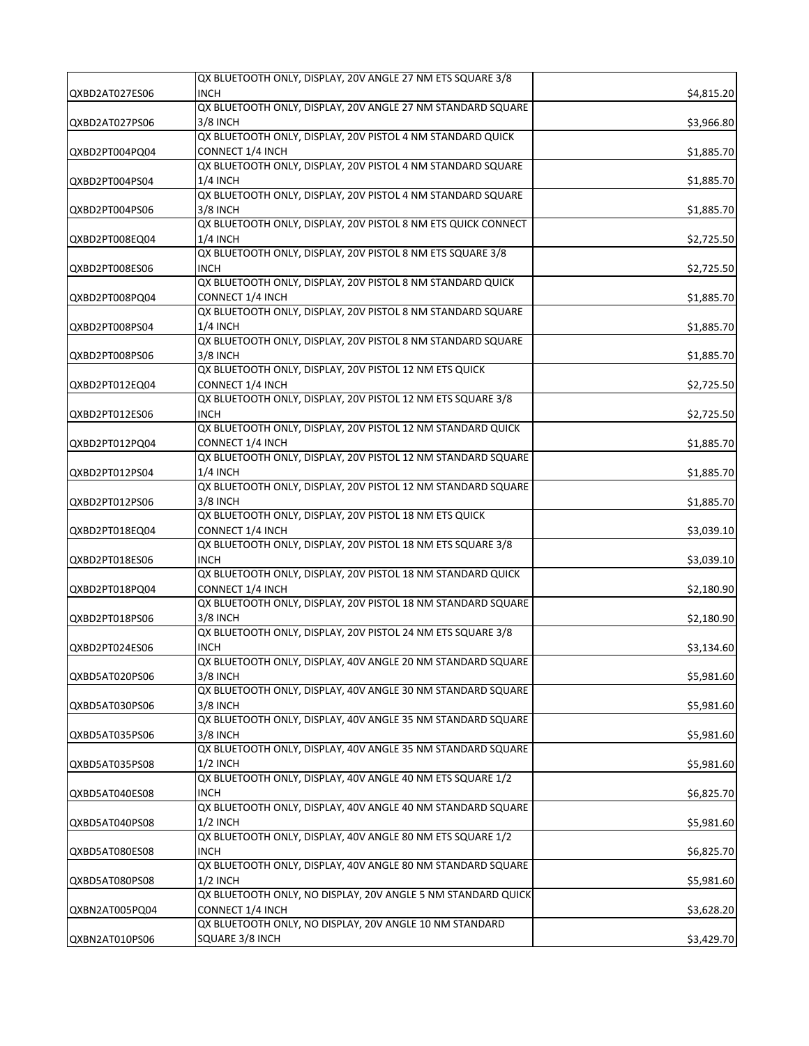| | | |
|---|---|---|
| QXBD2AT027ES06 | QX BLUETOOTH ONLY, DISPLAY, 20V ANGLE 27 NM ETS SQUARE 3/8 INCH | $4,815.20 |
| QXBD2AT027PS06 | QX BLUETOOTH ONLY, DISPLAY, 20V ANGLE 27 NM STANDARD SQUARE 3/8 INCH | $3,966.80 |
| QXBD2PT004PQ04 | QX BLUETOOTH ONLY, DISPLAY, 20V PISTOL 4 NM STANDARD QUICK CONNECT 1/4 INCH | $1,885.70 |
| QXBD2PT004PS04 | QX BLUETOOTH ONLY, DISPLAY, 20V PISTOL 4 NM STANDARD SQUARE 1/4 INCH | $1,885.70 |
| QXBD2PT004PS06 | QX BLUETOOTH ONLY, DISPLAY, 20V PISTOL 4 NM STANDARD SQUARE 3/8 INCH | $1,885.70 |
| QXBD2PT008EQ04 | QX BLUETOOTH ONLY, DISPLAY, 20V PISTOL 8 NM ETS QUICK CONNECT 1/4 INCH | $2,725.50 |
| QXBD2PT008ES06 | QX BLUETOOTH ONLY, DISPLAY, 20V PISTOL 8 NM ETS SQUARE 3/8 INCH | $2,725.50 |
| QXBD2PT008PQ04 | QX BLUETOOTH ONLY, DISPLAY, 20V PISTOL 8 NM STANDARD QUICK CONNECT 1/4 INCH | $1,885.70 |
| QXBD2PT008PS04 | QX BLUETOOTH ONLY, DISPLAY, 20V PISTOL 8 NM STANDARD SQUARE 1/4 INCH | $1,885.70 |
| QXBD2PT008PS06 | QX BLUETOOTH ONLY, DISPLAY, 20V PISTOL 8 NM STANDARD SQUARE 3/8 INCH | $1,885.70 |
| QXBD2PT012EQ04 | QX BLUETOOTH ONLY, DISPLAY, 20V PISTOL 12 NM ETS QUICK CONNECT 1/4 INCH | $2,725.50 |
| QXBD2PT012ES06 | QX BLUETOOTH ONLY, DISPLAY, 20V PISTOL 12 NM ETS SQUARE 3/8 INCH | $2,725.50 |
| QXBD2PT012PQ04 | QX BLUETOOTH ONLY, DISPLAY, 20V PISTOL 12 NM STANDARD QUICK CONNECT 1/4 INCH | $1,885.70 |
| QXBD2PT012PS04 | QX BLUETOOTH ONLY, DISPLAY, 20V PISTOL 12 NM STANDARD SQUARE 1/4 INCH | $1,885.70 |
| QXBD2PT012PS06 | QX BLUETOOTH ONLY, DISPLAY, 20V PISTOL 12 NM STANDARD SQUARE 3/8 INCH | $1,885.70 |
| QXBD2PT018EQ04 | QX BLUETOOTH ONLY, DISPLAY, 20V PISTOL 18 NM ETS QUICK CONNECT 1/4 INCH | $3,039.10 |
| QXBD2PT018ES06 | QX BLUETOOTH ONLY, DISPLAY, 20V PISTOL 18 NM ETS SQUARE 3/8 INCH | $3,039.10 |
| QXBD2PT018PQ04 | QX BLUETOOTH ONLY, DISPLAY, 20V PISTOL 18 NM STANDARD QUICK CONNECT 1/4 INCH | $2,180.90 |
| QXBD2PT018PS06 | QX BLUETOOTH ONLY, DISPLAY, 20V PISTOL 18 NM STANDARD SQUARE 3/8 INCH | $2,180.90 |
| QXBD2PT024ES06 | QX BLUETOOTH ONLY, DISPLAY, 20V PISTOL 24 NM ETS SQUARE 3/8 INCH | $3,134.60 |
| QXBD5AT020PS06 | QX BLUETOOTH ONLY, DISPLAY, 40V ANGLE 20 NM STANDARD SQUARE 3/8 INCH | $5,981.60 |
| QXBD5AT030PS06 | QX BLUETOOTH ONLY, DISPLAY, 40V ANGLE 30 NM STANDARD SQUARE 3/8 INCH | $5,981.60 |
| QXBD5AT035PS06 | QX BLUETOOTH ONLY, DISPLAY, 40V ANGLE 35 NM STANDARD SQUARE 3/8 INCH | $5,981.60 |
| QXBD5AT035PS08 | QX BLUETOOTH ONLY, DISPLAY, 40V ANGLE 35 NM STANDARD SQUARE 1/2 INCH | $5,981.60 |
| QXBD5AT040ES08 | QX BLUETOOTH ONLY, DISPLAY, 40V ANGLE 40 NM ETS SQUARE 1/2 INCH | $6,825.70 |
| QXBD5AT040PS08 | QX BLUETOOTH ONLY, DISPLAY, 40V ANGLE 40 NM STANDARD SQUARE 1/2 INCH | $5,981.60 |
| QXBD5AT080ES08 | QX BLUETOOTH ONLY, DISPLAY, 40V ANGLE 80 NM ETS SQUARE 1/2 INCH | $6,825.70 |
| QXBD5AT080PS08 | QX BLUETOOTH ONLY, DISPLAY, 40V ANGLE 80 NM STANDARD SQUARE 1/2 INCH | $5,981.60 |
| QXBN2AT005PQ04 | QX BLUETOOTH ONLY, NO DISPLAY, 20V ANGLE 5 NM STANDARD QUICK CONNECT 1/4 INCH | $3,628.20 |
| QXBN2AT010PS06 | QX BLUETOOTH ONLY, NO DISPLAY, 20V ANGLE 10 NM STANDARD SQUARE 3/8 INCH | $3,429.70 |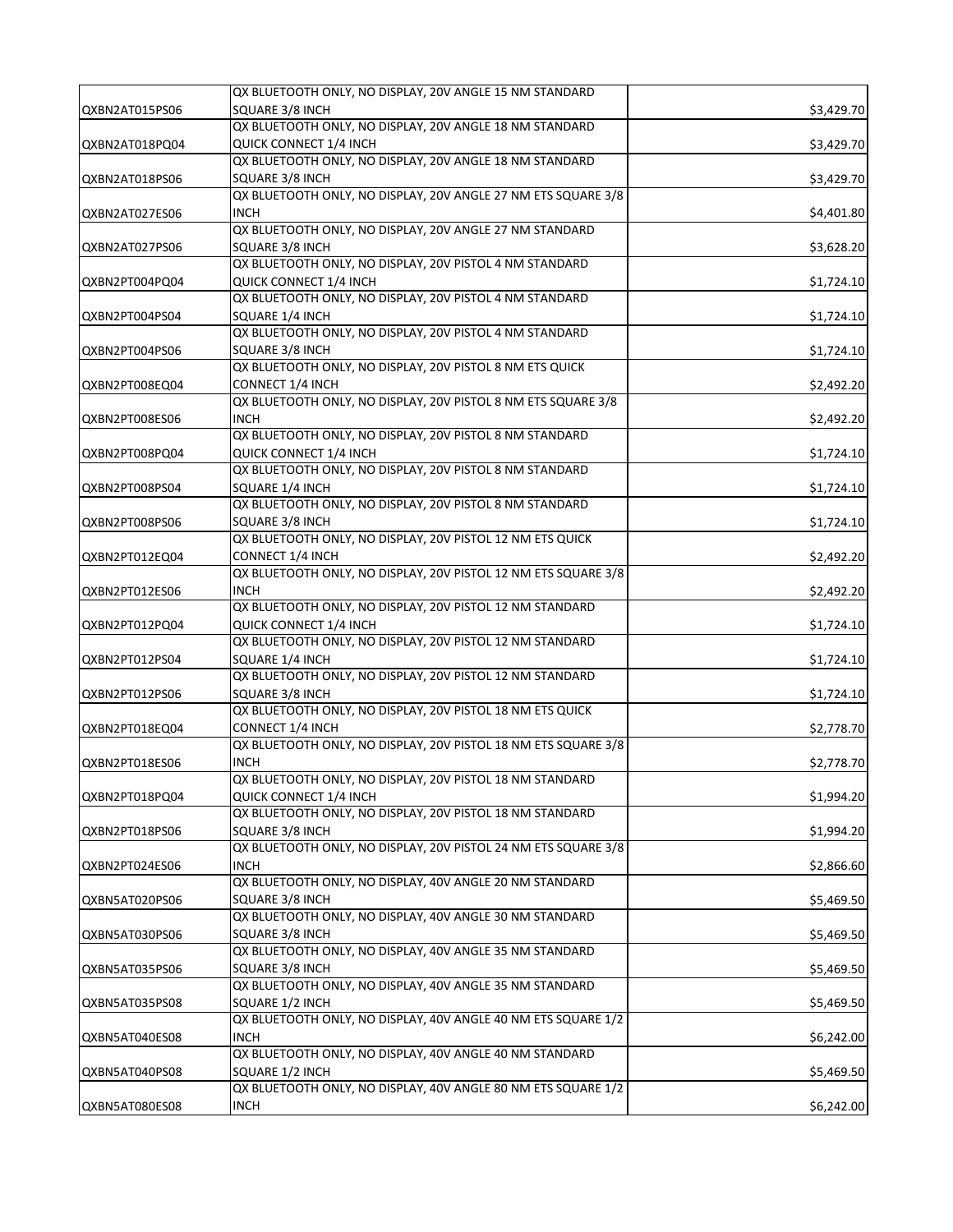| | | |
|---|---|---|
| QXBN2AT015PS06 | QX BLUETOOTH ONLY, NO DISPLAY, 20V ANGLE 15 NM STANDARD SQUARE 3/8 INCH | $3,429.70 |
| QXBN2AT018PQ04 | QX BLUETOOTH ONLY, NO DISPLAY, 20V ANGLE 18 NM STANDARD QUICK CONNECT 1/4 INCH | $3,429.70 |
| QXBN2AT018PS06 | QX BLUETOOTH ONLY, NO DISPLAY, 20V ANGLE 18 NM STANDARD SQUARE 3/8 INCH | $3,429.70 |
| QXBN2AT027ES06 | QX BLUETOOTH ONLY, NO DISPLAY, 20V ANGLE 27 NM ETS SQUARE 3/8 INCH | $4,401.80 |
| QXBN2AT027PS06 | QX BLUETOOTH ONLY, NO DISPLAY, 20V ANGLE 27 NM STANDARD SQUARE 3/8 INCH | $3,628.20 |
| QXBN2PT004PQ04 | QX BLUETOOTH ONLY, NO DISPLAY, 20V PISTOL 4 NM STANDARD QUICK CONNECT 1/4 INCH | $1,724.10 |
| QXBN2PT004PS04 | QX BLUETOOTH ONLY, NO DISPLAY, 20V PISTOL 4 NM STANDARD SQUARE 1/4 INCH | $1,724.10 |
| QXBN2PT004PS06 | QX BLUETOOTH ONLY, NO DISPLAY, 20V PISTOL 4 NM STANDARD SQUARE 3/8 INCH | $1,724.10 |
| QXBN2PT008EQ04 | QX BLUETOOTH ONLY, NO DISPLAY, 20V PISTOL 8 NM ETS QUICK CONNECT 1/4 INCH | $2,492.20 |
| QXBN2PT008ES06 | QX BLUETOOTH ONLY, NO DISPLAY, 20V PISTOL 8 NM ETS SQUARE 3/8 INCH | $2,492.20 |
| QXBN2PT008PQ04 | QX BLUETOOTH ONLY, NO DISPLAY, 20V PISTOL 8 NM STANDARD QUICK CONNECT 1/4 INCH | $1,724.10 |
| QXBN2PT008PS04 | QX BLUETOOTH ONLY, NO DISPLAY, 20V PISTOL 8 NM STANDARD SQUARE 1/4 INCH | $1,724.10 |
| QXBN2PT008PS06 | QX BLUETOOTH ONLY, NO DISPLAY, 20V PISTOL 8 NM STANDARD SQUARE 3/8 INCH | $1,724.10 |
| QXBN2PT012EQ04 | QX BLUETOOTH ONLY, NO DISPLAY, 20V PISTOL 12 NM ETS QUICK CONNECT 1/4 INCH | $2,492.20 |
| QXBN2PT012ES06 | QX BLUETOOTH ONLY, NO DISPLAY, 20V PISTOL 12 NM ETS SQUARE 3/8 INCH | $2,492.20 |
| QXBN2PT012PQ04 | QX BLUETOOTH ONLY, NO DISPLAY, 20V PISTOL 12 NM STANDARD QUICK CONNECT 1/4 INCH | $1,724.10 |
| QXBN2PT012PS04 | QX BLUETOOTH ONLY, NO DISPLAY, 20V PISTOL 12 NM STANDARD SQUARE 1/4 INCH | $1,724.10 |
| QXBN2PT012PS06 | QX BLUETOOTH ONLY, NO DISPLAY, 20V PISTOL 12 NM STANDARD SQUARE 3/8 INCH | $1,724.10 |
| QXBN2PT018EQ04 | QX BLUETOOTH ONLY, NO DISPLAY, 20V PISTOL 18 NM ETS QUICK CONNECT 1/4 INCH | $2,778.70 |
| QXBN2PT018ES06 | QX BLUETOOTH ONLY, NO DISPLAY, 20V PISTOL 18 NM ETS SQUARE 3/8 INCH | $2,778.70 |
| QXBN2PT018PQ04 | QX BLUETOOTH ONLY, NO DISPLAY, 20V PISTOL 18 NM STANDARD QUICK CONNECT 1/4 INCH | $1,994.20 |
| QXBN2PT018PS06 | QX BLUETOOTH ONLY, NO DISPLAY, 20V PISTOL 18 NM STANDARD SQUARE 3/8 INCH | $1,994.20 |
| QXBN2PT024ES06 | QX BLUETOOTH ONLY, NO DISPLAY, 20V PISTOL 24 NM ETS SQUARE 3/8 INCH | $2,866.60 |
| QXBN5AT020PS06 | QX BLUETOOTH ONLY, NO DISPLAY, 40V ANGLE 20 NM STANDARD SQUARE 3/8 INCH | $5,469.50 |
| QXBN5AT030PS06 | QX BLUETOOTH ONLY, NO DISPLAY, 40V ANGLE 30 NM STANDARD SQUARE 3/8 INCH | $5,469.50 |
| QXBN5AT035PS06 | QX BLUETOOTH ONLY, NO DISPLAY, 40V ANGLE 35 NM STANDARD SQUARE 3/8 INCH | $5,469.50 |
| QXBN5AT035PS08 | QX BLUETOOTH ONLY, NO DISPLAY, 40V ANGLE 35 NM STANDARD SQUARE 1/2 INCH | $5,469.50 |
| QXBN5AT040ES08 | QX BLUETOOTH ONLY, NO DISPLAY, 40V ANGLE 40 NM ETS SQUARE 1/2 INCH | $6,242.00 |
| QXBN5AT040PS08 | QX BLUETOOTH ONLY, NO DISPLAY, 40V ANGLE 40 NM STANDARD SQUARE 1/2 INCH | $5,469.50 |
| QXBN5AT080ES08 | QX BLUETOOTH ONLY, NO DISPLAY, 40V ANGLE 80 NM ETS SQUARE 1/2 INCH | $6,242.00 |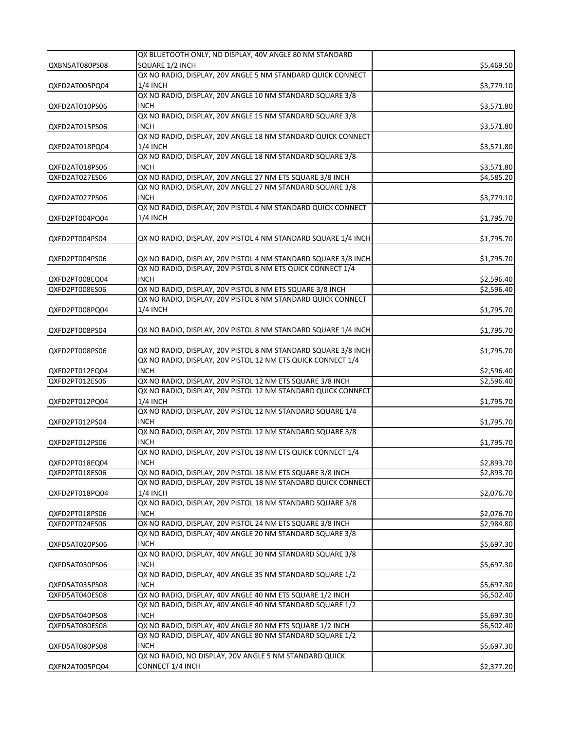| | | |
|---|---|---|
| QXBN5AT080PS08 | QX BLUETOOTH ONLY, NO DISPLAY, 40V ANGLE 80 NM STANDARD SQUARE 1/2 INCH | $5,469.50 |
| QXFD2AT005PQ04 | QX NO RADIO, DISPLAY, 20V ANGLE 5 NM STANDARD QUICK CONNECT 1/4 INCH | $3,779.10 |
| QXFD2AT010PS06 | QX NO RADIO, DISPLAY, 20V ANGLE 10 NM STANDARD SQUARE 3/8 INCH | $3,571.80 |
| QXFD2AT015PS06 | QX NO RADIO, DISPLAY, 20V ANGLE 15 NM STANDARD SQUARE 3/8 INCH | $3,571.80 |
| QXFD2AT018PQ04 | QX NO RADIO, DISPLAY, 20V ANGLE 18 NM STANDARD QUICK CONNECT 1/4 INCH | $3,571.80 |
| QXFD2AT018PS06 | QX NO RADIO, DISPLAY, 20V ANGLE 18 NM STANDARD SQUARE 3/8 INCH | $3,571.80 |
| QXFD2AT027ES06 | QX NO RADIO, DISPLAY, 20V ANGLE 27 NM ETS SQUARE 3/8 INCH | $4,585.20 |
| QXFD2AT027PS06 | QX NO RADIO, DISPLAY, 20V ANGLE 27 NM STANDARD SQUARE 3/8 INCH | $3,779.10 |
| QXFD2PT004PQ04 | QX NO RADIO, DISPLAY, 20V PISTOL 4 NM STANDARD QUICK CONNECT 1/4 INCH | $1,795.70 |
| QXFD2PT004PS04 | QX NO RADIO, DISPLAY, 20V PISTOL 4 NM STANDARD SQUARE 1/4 INCH | $1,795.70 |
| QXFD2PT004PS06 | QX NO RADIO, DISPLAY, 20V PISTOL 4 NM STANDARD SQUARE 3/8 INCH | $1,795.70 |
| QXFD2PT008EQ04 | QX NO RADIO, DISPLAY, 20V PISTOL 8 NM ETS QUICK CONNECT 1/4 INCH | $2,596.40 |
| QXFD2PT008ES06 | QX NO RADIO, DISPLAY, 20V PISTOL 8 NM ETS SQUARE 3/8 INCH | $2,596.40 |
| QXFD2PT008PQ04 | QX NO RADIO, DISPLAY, 20V PISTOL 8 NM STANDARD QUICK CONNECT 1/4 INCH | $1,795.70 |
| QXFD2PT008PS04 | QX NO RADIO, DISPLAY, 20V PISTOL 8 NM STANDARD SQUARE 1/4 INCH | $1,795.70 |
| QXFD2PT008PS06 | QX NO RADIO, DISPLAY, 20V PISTOL 8 NM STANDARD SQUARE 3/8 INCH | $1,795.70 |
| QXFD2PT012EQ04 | QX NO RADIO, DISPLAY, 20V PISTOL 12 NM ETS QUICK CONNECT 1/4 INCH | $2,596.40 |
| QXFD2PT012ES06 | QX NO RADIO, DISPLAY, 20V PISTOL 12 NM ETS SQUARE 3/8 INCH | $2,596.40 |
| QXFD2PT012PQ04 | QX NO RADIO, DISPLAY, 20V PISTOL 12 NM STANDARD QUICK CONNECT 1/4 INCH | $1,795.70 |
| QXFD2PT012PS04 | QX NO RADIO, DISPLAY, 20V PISTOL 12 NM STANDARD SQUARE 1/4 INCH | $1,795.70 |
| QXFD2PT012PS06 | QX NO RADIO, DISPLAY, 20V PISTOL 12 NM STANDARD SQUARE 3/8 INCH | $1,795.70 |
| QXFD2PT018EQ04 | QX NO RADIO, DISPLAY, 20V PISTOL 18 NM ETS QUICK CONNECT 1/4 INCH | $2,893.70 |
| QXFD2PT018ES06 | QX NO RADIO, DISPLAY, 20V PISTOL 18 NM ETS SQUARE 3/8 INCH | $2,893.70 |
| QXFD2PT018PQ04 | QX NO RADIO, DISPLAY, 20V PISTOL 18 NM STANDARD QUICK CONNECT 1/4 INCH | $2,076.70 |
| QXFD2PT018PS06 | QX NO RADIO, DISPLAY, 20V PISTOL 18 NM STANDARD SQUARE 3/8 INCH | $2,076.70 |
| QXFD2PT024ES06 | QX NO RADIO, DISPLAY, 20V PISTOL 24 NM ETS SQUARE 3/8 INCH | $2,984.80 |
| QXFD5AT020PS06 | QX NO RADIO, DISPLAY, 40V ANGLE 20 NM STANDARD SQUARE 3/8 INCH | $5,697.30 |
| QXFD5AT030PS06 | QX NO RADIO, DISPLAY, 40V ANGLE 30 NM STANDARD SQUARE 3/8 INCH | $5,697.30 |
| QXFD5AT035PS08 | QX NO RADIO, DISPLAY, 40V ANGLE 35 NM STANDARD SQUARE 1/2 INCH | $5,697.30 |
| QXFD5AT040ES08 | QX NO RADIO, DISPLAY, 40V ANGLE 40 NM ETS SQUARE 1/2 INCH | $6,502.40 |
| QXFD5AT040PS08 | QX NO RADIO, DISPLAY, 40V ANGLE 40 NM STANDARD SQUARE 1/2 INCH | $5,697.30 |
| QXFD5AT080ES08 | QX NO RADIO, DISPLAY, 40V ANGLE 80 NM ETS SQUARE 1/2 INCH | $6,502.40 |
| QXFD5AT080PS08 | QX NO RADIO, DISPLAY, 40V ANGLE 80 NM STANDARD SQUARE 1/2 INCH | $5,697.30 |
| QXFN2AT005PQ04 | QX NO RADIO, NO DISPLAY, 20V ANGLE 5 NM STANDARD QUICK CONNECT 1/4 INCH | $2,377.20 |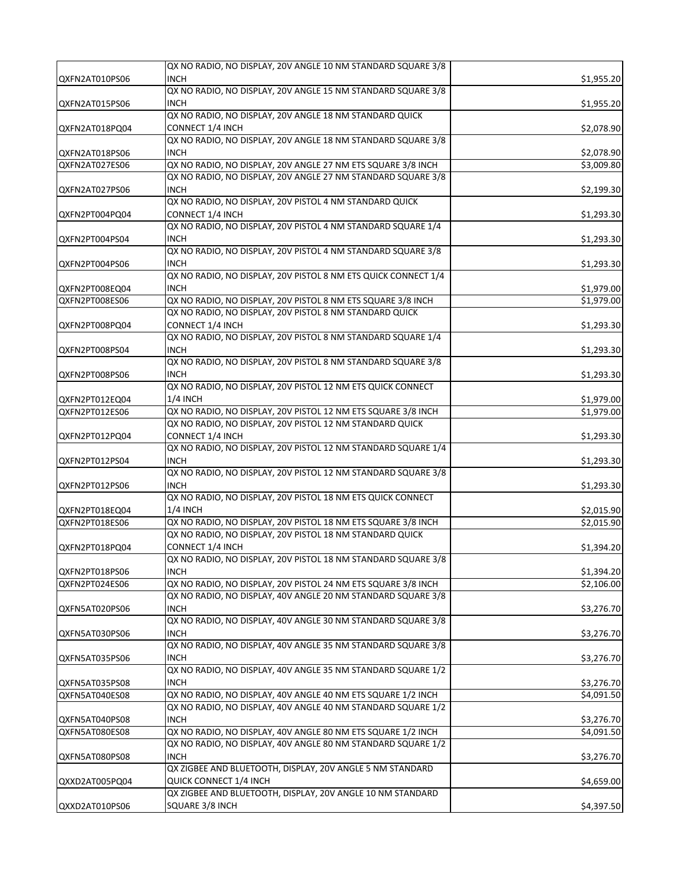| | | |
|---|---|---|
| QXFN2AT010PS06 | QX NO RADIO, NO DISPLAY, 20V ANGLE 10 NM STANDARD SQUARE 3/8 INCH | $1,955.20 |
| QXFN2AT015PS06 | QX NO RADIO, NO DISPLAY, 20V ANGLE 15 NM STANDARD SQUARE 3/8 INCH | $1,955.20 |
| QXFN2AT018PQ04 | QX NO RADIO, NO DISPLAY, 20V ANGLE 18 NM STANDARD QUICK CONNECT 1/4 INCH | $2,078.90 |
| QXFN2AT018PS06 | QX NO RADIO, NO DISPLAY, 20V ANGLE 18 NM STANDARD SQUARE 3/8 INCH | $2,078.90 |
| QXFN2AT027ES06 | QX NO RADIO, NO DISPLAY, 20V ANGLE 27 NM ETS SQUARE 3/8 INCH | $3,009.80 |
| QXFN2AT027PS06 | QX NO RADIO, NO DISPLAY, 20V ANGLE 27 NM STANDARD SQUARE 3/8 INCH | $2,199.30 |
| QXFN2PT004PQ04 | QX NO RADIO, NO DISPLAY, 20V PISTOL 4 NM STANDARD QUICK CONNECT 1/4 INCH | $1,293.30 |
| QXFN2PT004PS04 | QX NO RADIO, NO DISPLAY, 20V PISTOL 4 NM STANDARD SQUARE 1/4 INCH | $1,293.30 |
| QXFN2PT004PS06 | QX NO RADIO, NO DISPLAY, 20V PISTOL 4 NM STANDARD SQUARE 3/8 INCH | $1,293.30 |
| QXFN2PT008EQ04 | QX NO RADIO, NO DISPLAY, 20V PISTOL 8 NM ETS QUICK CONNECT 1/4 INCH | $1,979.00 |
| QXFN2PT008ES06 | QX NO RADIO, NO DISPLAY, 20V PISTOL 8 NM ETS SQUARE 3/8 INCH | $1,979.00 |
| QXFN2PT008PQ04 | QX NO RADIO, NO DISPLAY, 20V PISTOL 8 NM STANDARD QUICK CONNECT 1/4 INCH | $1,293.30 |
| QXFN2PT008PS04 | QX NO RADIO, NO DISPLAY, 20V PISTOL 8 NM STANDARD SQUARE 1/4 INCH | $1,293.30 |
| QXFN2PT008PS06 | QX NO RADIO, NO DISPLAY, 20V PISTOL 8 NM STANDARD SQUARE 3/8 INCH | $1,293.30 |
| QXFN2PT012EQ04 | QX NO RADIO, NO DISPLAY, 20V PISTOL 12 NM ETS QUICK CONNECT 1/4 INCH | $1,979.00 |
| QXFN2PT012ES06 | QX NO RADIO, NO DISPLAY, 20V PISTOL 12 NM ETS SQUARE 3/8 INCH | $1,979.00 |
| QXFN2PT012PQ04 | QX NO RADIO, NO DISPLAY, 20V PISTOL 12 NM STANDARD QUICK CONNECT 1/4 INCH | $1,293.30 |
| QXFN2PT012PS04 | QX NO RADIO, NO DISPLAY, 20V PISTOL 12 NM STANDARD SQUARE 1/4 INCH | $1,293.30 |
| QXFN2PT012PS06 | QX NO RADIO, NO DISPLAY, 20V PISTOL 12 NM STANDARD SQUARE 3/8 INCH | $1,293.30 |
| QXFN2PT018EQ04 | QX NO RADIO, NO DISPLAY, 20V PISTOL 18 NM ETS QUICK CONNECT 1/4 INCH | $2,015.90 |
| QXFN2PT018ES06 | QX NO RADIO, NO DISPLAY, 20V PISTOL 18 NM ETS SQUARE 3/8 INCH | $2,015.90 |
| QXFN2PT018PQ04 | QX NO RADIO, NO DISPLAY, 20V PISTOL 18 NM STANDARD QUICK CONNECT 1/4 INCH | $1,394.20 |
| QXFN2PT018PS06 | QX NO RADIO, NO DISPLAY, 20V PISTOL 18 NM STANDARD SQUARE 3/8 INCH | $1,394.20 |
| QXFN2PT024ES06 | QX NO RADIO, NO DISPLAY, 20V PISTOL 24 NM ETS SQUARE 3/8 INCH | $2,106.00 |
| QXFN5AT020PS06 | QX NO RADIO, NO DISPLAY, 40V ANGLE 20 NM STANDARD SQUARE 3/8 INCH | $3,276.70 |
| QXFN5AT030PS06 | QX NO RADIO, NO DISPLAY, 40V ANGLE 30 NM STANDARD SQUARE 3/8 INCH | $3,276.70 |
| QXFN5AT035PS06 | QX NO RADIO, NO DISPLAY, 40V ANGLE 35 NM STANDARD SQUARE 3/8 INCH | $3,276.70 |
| QXFN5AT035PS08 | QX NO RADIO, NO DISPLAY, 40V ANGLE 35 NM STANDARD SQUARE 1/2 INCH | $3,276.70 |
| QXFN5AT040ES08 | QX NO RADIO, NO DISPLAY, 40V ANGLE 40 NM ETS SQUARE 1/2 INCH | $4,091.50 |
| QXFN5AT040PS08 | QX NO RADIO, NO DISPLAY, 40V ANGLE 40 NM STANDARD SQUARE 1/2 INCH | $3,276.70 |
| QXFN5AT080ES08 | QX NO RADIO, NO DISPLAY, 40V ANGLE 80 NM ETS SQUARE 1/2 INCH | $4,091.50 |
| QXFN5AT080PS08 | QX NO RADIO, NO DISPLAY, 40V ANGLE 80 NM STANDARD SQUARE 1/2 INCH | $3,276.70 |
| QXXD2AT005PQ04 | QX ZIGBEE AND BLUETOOTH, DISPLAY, 20V ANGLE 5 NM STANDARD QUICK CONNECT 1/4 INCH | $4,659.00 |
| QXXD2AT010PS06 | QX ZIGBEE AND BLUETOOTH, DISPLAY, 20V ANGLE 10 NM STANDARD SQUARE 3/8 INCH | $4,397.50 |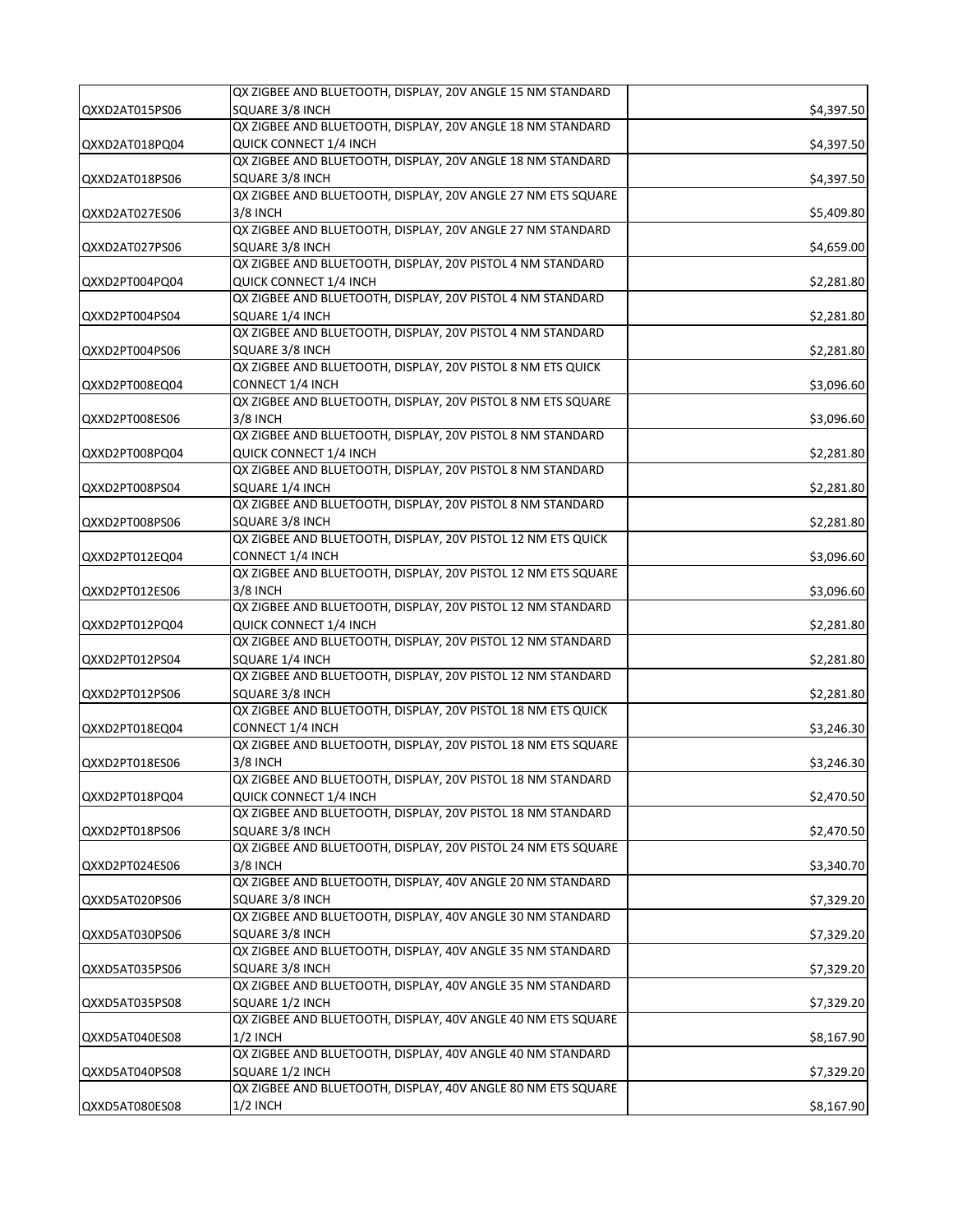| | | |
|---|---|---|
| QXXD2AT015PS06 | QX ZIGBEE AND BLUETOOTH, DISPLAY, 20V ANGLE 15 NM STANDARD SQUARE 3/8 INCH | $4,397.50 |
| QXXD2AT018PQ04 | QX ZIGBEE AND BLUETOOTH, DISPLAY, 20V ANGLE 18 NM STANDARD QUICK CONNECT 1/4 INCH | $4,397.50 |
| QXXD2AT018PS06 | QX ZIGBEE AND BLUETOOTH, DISPLAY, 20V ANGLE 18 NM STANDARD SQUARE 3/8 INCH | $4,397.50 |
| QXXD2AT027ES06 | QX ZIGBEE AND BLUETOOTH, DISPLAY, 20V ANGLE 27 NM ETS SQUARE 3/8 INCH | $5,409.80 |
| QXXD2AT027PS06 | QX ZIGBEE AND BLUETOOTH, DISPLAY, 20V ANGLE 27 NM STANDARD SQUARE 3/8 INCH | $4,659.00 |
| QXXD2PT004PQ04 | QX ZIGBEE AND BLUETOOTH, DISPLAY, 20V PISTOL 4 NM STANDARD QUICK CONNECT 1/4 INCH | $2,281.80 |
| QXXD2PT004PS04 | QX ZIGBEE AND BLUETOOTH, DISPLAY, 20V PISTOL 4 NM STANDARD SQUARE 1/4 INCH | $2,281.80 |
| QXXD2PT004PS06 | QX ZIGBEE AND BLUETOOTH, DISPLAY, 20V PISTOL 4 NM STANDARD SQUARE 3/8 INCH | $2,281.80 |
| QXXD2PT008EQ04 | QX ZIGBEE AND BLUETOOTH, DISPLAY, 20V PISTOL 8 NM ETS QUICK CONNECT 1/4 INCH | $3,096.60 |
| QXXD2PT008ES06 | QX ZIGBEE AND BLUETOOTH, DISPLAY, 20V PISTOL 8 NM ETS SQUARE 3/8 INCH | $3,096.60 |
| QXXD2PT008PQ04 | QX ZIGBEE AND BLUETOOTH, DISPLAY, 20V PISTOL 8 NM STANDARD QUICK CONNECT 1/4 INCH | $2,281.80 |
| QXXD2PT008PS04 | QX ZIGBEE AND BLUETOOTH, DISPLAY, 20V PISTOL 8 NM STANDARD SQUARE 1/4 INCH | $2,281.80 |
| QXXD2PT008PS06 | QX ZIGBEE AND BLUETOOTH, DISPLAY, 20V PISTOL 8 NM STANDARD SQUARE 3/8 INCH | $2,281.80 |
| QXXD2PT012EQ04 | QX ZIGBEE AND BLUETOOTH, DISPLAY, 20V PISTOL 12 NM ETS QUICK CONNECT 1/4 INCH | $3,096.60 |
| QXXD2PT012ES06 | QX ZIGBEE AND BLUETOOTH, DISPLAY, 20V PISTOL 12 NM ETS SQUARE 3/8 INCH | $3,096.60 |
| QXXD2PT012PQ04 | QX ZIGBEE AND BLUETOOTH, DISPLAY, 20V PISTOL 12 NM STANDARD QUICK CONNECT 1/4 INCH | $2,281.80 |
| QXXD2PT012PS04 | QX ZIGBEE AND BLUETOOTH, DISPLAY, 20V PISTOL 12 NM STANDARD SQUARE 1/4 INCH | $2,281.80 |
| QXXD2PT012PS06 | QX ZIGBEE AND BLUETOOTH, DISPLAY, 20V PISTOL 12 NM STANDARD SQUARE 3/8 INCH | $2,281.80 |
| QXXD2PT018EQ04 | QX ZIGBEE AND BLUETOOTH, DISPLAY, 20V PISTOL 18 NM ETS QUICK CONNECT 1/4 INCH | $3,246.30 |
| QXXD2PT018ES06 | QX ZIGBEE AND BLUETOOTH, DISPLAY, 20V PISTOL 18 NM ETS SQUARE 3/8 INCH | $3,246.30 |
| QXXD2PT018PQ04 | QX ZIGBEE AND BLUETOOTH, DISPLAY, 20V PISTOL 18 NM STANDARD QUICK CONNECT 1/4 INCH | $2,470.50 |
| QXXD2PT018PS06 | QX ZIGBEE AND BLUETOOTH, DISPLAY, 20V PISTOL 18 NM STANDARD SQUARE 3/8 INCH | $2,470.50 |
| QXXD2PT024ES06 | QX ZIGBEE AND BLUETOOTH, DISPLAY, 20V PISTOL 24 NM ETS SQUARE 3/8 INCH | $3,340.70 |
| QXXD5AT020PS06 | QX ZIGBEE AND BLUETOOTH, DISPLAY, 40V ANGLE 20 NM STANDARD SQUARE 3/8 INCH | $7,329.20 |
| QXXD5AT030PS06 | QX ZIGBEE AND BLUETOOTH, DISPLAY, 40V ANGLE 30 NM STANDARD SQUARE 3/8 INCH | $7,329.20 |
| QXXD5AT035PS06 | QX ZIGBEE AND BLUETOOTH, DISPLAY, 40V ANGLE 35 NM STANDARD SQUARE 3/8 INCH | $7,329.20 |
| QXXD5AT035PS08 | QX ZIGBEE AND BLUETOOTH, DISPLAY, 40V ANGLE 35 NM STANDARD SQUARE 1/2 INCH | $7,329.20 |
| QXXD5AT040ES08 | QX ZIGBEE AND BLUETOOTH, DISPLAY, 40V ANGLE 40 NM ETS SQUARE 1/2 INCH | $8,167.90 |
| QXXD5AT040PS08 | QX ZIGBEE AND BLUETOOTH, DISPLAY, 40V ANGLE 40 NM STANDARD SQUARE 1/2 INCH | $7,329.20 |
| QXXD5AT080ES08 | QX ZIGBEE AND BLUETOOTH, DISPLAY, 40V ANGLE 80 NM ETS SQUARE 1/2 INCH | $8,167.90 |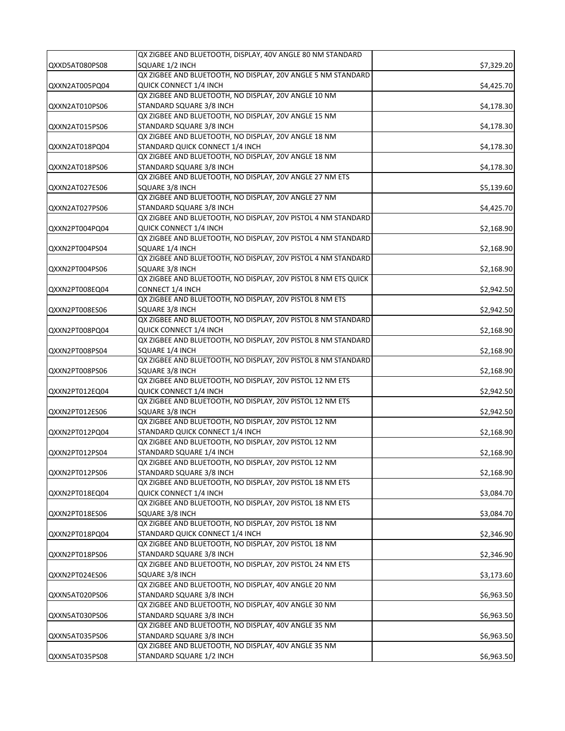| | | |
|---|---|---|
| QXXD5AT080PS08 | QX ZIGBEE AND BLUETOOTH, DISPLAY, 40V ANGLE 80 NM STANDARD SQUARE 1/2 INCH | $7,329.20 |
| QXXN2AT005PQ04 | QX ZIGBEE AND BLUETOOTH, NO DISPLAY, 20V ANGLE 5 NM STANDARD QUICK CONNECT 1/4 INCH | $4,425.70 |
| QXXN2AT010PS06 | QX ZIGBEE AND BLUETOOTH, NO DISPLAY, 20V ANGLE 10 NM STANDARD SQUARE 3/8 INCH | $4,178.30 |
| QXXN2AT015PS06 | QX ZIGBEE AND BLUETOOTH, NO DISPLAY, 20V ANGLE 15 NM STANDARD SQUARE 3/8 INCH | $4,178.30 |
| QXXN2AT018PQ04 | QX ZIGBEE AND BLUETOOTH, NO DISPLAY, 20V ANGLE 18 NM STANDARD QUICK CONNECT 1/4 INCH | $4,178.30 |
| QXXN2AT018PS06 | QX ZIGBEE AND BLUETOOTH, NO DISPLAY, 20V ANGLE 18 NM STANDARD SQUARE 3/8 INCH | $4,178.30 |
| QXXN2AT027ES06 | QX ZIGBEE AND BLUETOOTH, NO DISPLAY, 20V ANGLE 27 NM ETS SQUARE 3/8 INCH | $5,139.60 |
| QXXN2AT027PS06 | QX ZIGBEE AND BLUETOOTH, NO DISPLAY, 20V ANGLE 27 NM STANDARD SQUARE 3/8 INCH | $4,425.70 |
| QXXN2PT004PQ04 | QX ZIGBEE AND BLUETOOTH, NO DISPLAY, 20V PISTOL 4 NM STANDARD QUICK CONNECT 1/4 INCH | $2,168.90 |
| QXXN2PT004PS04 | QX ZIGBEE AND BLUETOOTH, NO DISPLAY, 20V PISTOL 4 NM STANDARD SQUARE 1/4 INCH | $2,168.90 |
| QXXN2PT004PS06 | QX ZIGBEE AND BLUETOOTH, NO DISPLAY, 20V PISTOL 4 NM STANDARD SQUARE 3/8 INCH | $2,168.90 |
| QXXN2PT008EQ04 | QX ZIGBEE AND BLUETOOTH, NO DISPLAY, 20V PISTOL 8 NM ETS QUICK CONNECT 1/4 INCH | $2,942.50 |
| QXXN2PT008ES06 | QX ZIGBEE AND BLUETOOTH, NO DISPLAY, 20V PISTOL 8 NM ETS SQUARE 3/8 INCH | $2,942.50 |
| QXXN2PT008PQ04 | QX ZIGBEE AND BLUETOOTH, NO DISPLAY, 20V PISTOL 8 NM STANDARD QUICK CONNECT 1/4 INCH | $2,168.90 |
| QXXN2PT008PS04 | QX ZIGBEE AND BLUETOOTH, NO DISPLAY, 20V PISTOL 8 NM STANDARD SQUARE 1/4 INCH | $2,168.90 |
| QXXN2PT008PS06 | QX ZIGBEE AND BLUETOOTH, NO DISPLAY, 20V PISTOL 8 NM STANDARD SQUARE 3/8 INCH | $2,168.90 |
| QXXN2PT012EQ04 | QX ZIGBEE AND BLUETOOTH, NO DISPLAY, 20V PISTOL 12 NM ETS QUICK CONNECT 1/4 INCH | $2,942.50 |
| QXXN2PT012ES06 | QX ZIGBEE AND BLUETOOTH, NO DISPLAY, 20V PISTOL 12 NM ETS SQUARE 3/8 INCH | $2,942.50 |
| QXXN2PT012PQ04 | QX ZIGBEE AND BLUETOOTH, NO DISPLAY, 20V PISTOL 12 NM STANDARD QUICK CONNECT 1/4 INCH | $2,168.90 |
| QXXN2PT012PS04 | QX ZIGBEE AND BLUETOOTH, NO DISPLAY, 20V PISTOL 12 NM STANDARD SQUARE 1/4 INCH | $2,168.90 |
| QXXN2PT012PS06 | QX ZIGBEE AND BLUETOOTH, NO DISPLAY, 20V PISTOL 12 NM STANDARD SQUARE 3/8 INCH | $2,168.90 |
| QXXN2PT018EQ04 | QX ZIGBEE AND BLUETOOTH, NO DISPLAY, 20V PISTOL 18 NM ETS QUICK CONNECT 1/4 INCH | $3,084.70 |
| QXXN2PT018ES06 | QX ZIGBEE AND BLUETOOTH, NO DISPLAY, 20V PISTOL 18 NM ETS SQUARE 3/8 INCH | $3,084.70 |
| QXXN2PT018PQ04 | QX ZIGBEE AND BLUETOOTH, NO DISPLAY, 20V PISTOL 18 NM STANDARD QUICK CONNECT 1/4 INCH | $2,346.90 |
| QXXN2PT018PS06 | QX ZIGBEE AND BLUETOOTH, NO DISPLAY, 20V PISTOL 18 NM STANDARD SQUARE 3/8 INCH | $2,346.90 |
| QXXN2PT024ES06 | QX ZIGBEE AND BLUETOOTH, NO DISPLAY, 20V PISTOL 24 NM ETS SQUARE 3/8 INCH | $3,173.60 |
| QXXN5AT020PS06 | QX ZIGBEE AND BLUETOOTH, NO DISPLAY, 40V ANGLE 20 NM STANDARD SQUARE 3/8 INCH | $6,963.50 |
| QXXN5AT030PS06 | QX ZIGBEE AND BLUETOOTH, NO DISPLAY, 40V ANGLE 30 NM STANDARD SQUARE 3/8 INCH | $6,963.50 |
| QXXN5AT035PS06 | QX ZIGBEE AND BLUETOOTH, NO DISPLAY, 40V ANGLE 35 NM STANDARD SQUARE 3/8 INCH | $6,963.50 |
| QXXN5AT035PS08 | QX ZIGBEE AND BLUETOOTH, NO DISPLAY, 40V ANGLE 35 NM STANDARD SQUARE 1/2 INCH | $6,963.50 |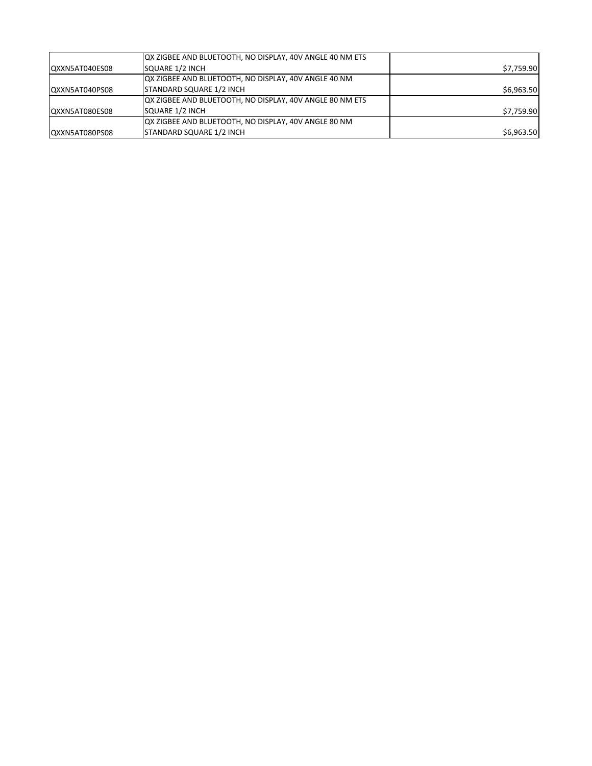| | | |
|---|---|---|
| QXXN5AT040ES08 | QX ZIGBEE AND BLUETOOTH, NO DISPLAY, 40V ANGLE 40 NM ETS SQUARE 1/2 INCH | $7,759.90 |
| QXXN5AT040PS08 | QX ZIGBEE AND BLUETOOTH, NO DISPLAY, 40V ANGLE 40 NM STANDARD SQUARE 1/2 INCH | $6,963.50 |
| QXXN5AT080ES08 | QX ZIGBEE AND BLUETOOTH, NO DISPLAY, 40V ANGLE 80 NM ETS SQUARE 1/2 INCH | $7,759.90 |
| QXXN5AT080PS08 | QX ZIGBEE AND BLUETOOTH, NO DISPLAY, 40V ANGLE 80 NM STANDARD SQUARE 1/2 INCH | $6,963.50 |